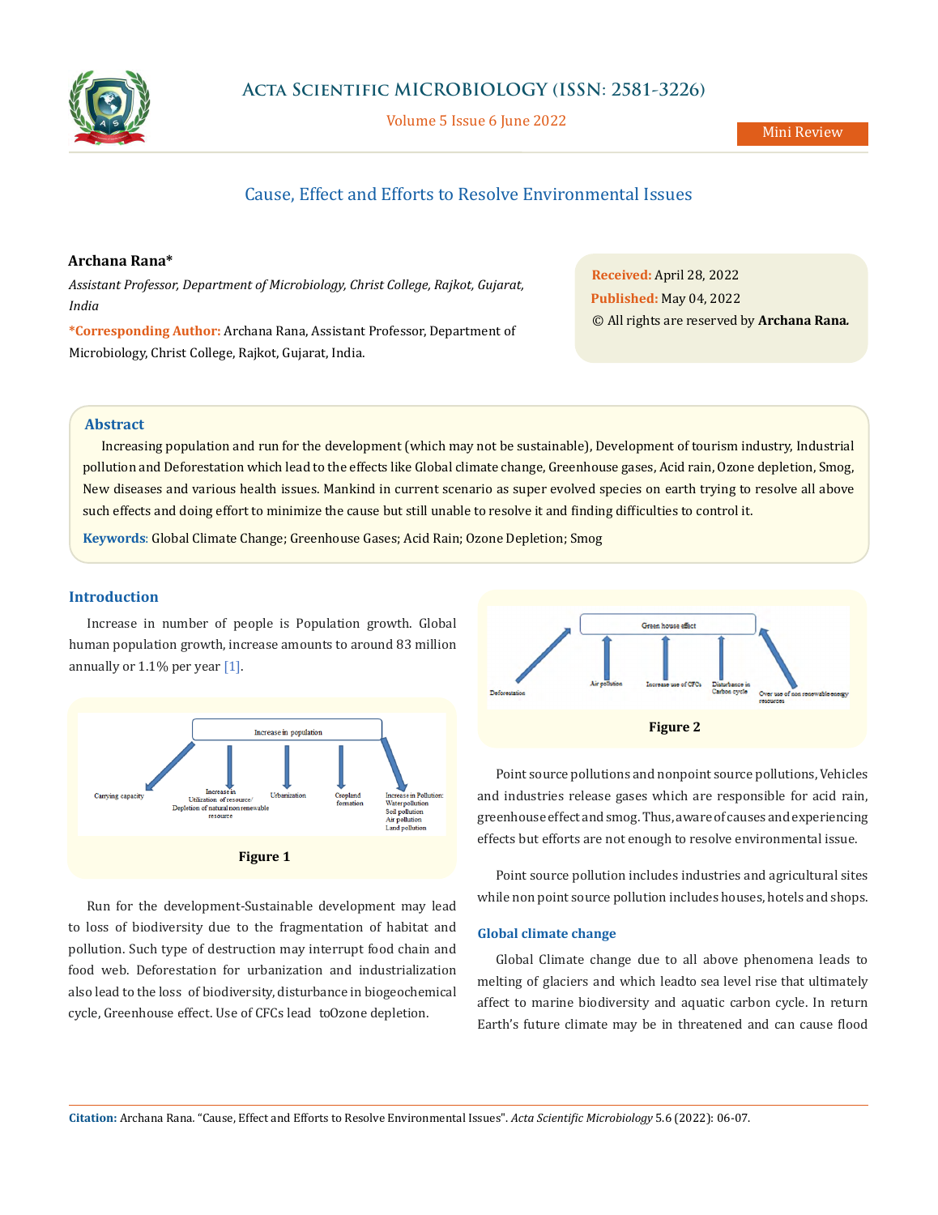Mini Review

# Cause, Effect and Efforts to Resolve Environmental Issues

**Archana Rana***

*Assistant Professor, Department of Microbiology, Christ College, Rajkot, Gujarat, India*

***Corresponding Author:** Archana Rana, Assistant Professor, Department of Microbiology, Christ College, Rajkot, Gujarat, India.

**Received:** April 28, 2022
**Published:** May 04, 2022
© All rights are reserved by **Archana Rana.**

## Abstract

Increasing population and run for the development (which may not be sustainable), Development of tourism industry, Industrial pollution and Deforestation which lead to the effects like Global climate change, Greenhouse gases, Acid rain, Ozone depletion, Smog, New diseases and various health issues. Mankind in current scenario as super evolved species on earth trying to resolve all above such effects and doing effort to minimize the cause but still unable to resolve it and finding difficulties to control it.

**Keywords**: Global Climate Change; Greenhouse Gases; Acid Rain; Ozone Depletion; Smog

## Introduction

Increase in number of people is Population growth. Global human population growth, increase amounts to around 83 million annually or 1.1% per year [1].

Figure 1

Run for the development-Sustainable development may lead to loss of biodiversity due to the fragmentation of habitat and pollution. Such type of destruction may interrupt food chain and food web. Deforestation for urbanization and industrialization also lead to the loss of biodiversity, disturbance in biogeochemical cycle, Greenhouse effect. Use of CFCs lead toOzone depletion.

Figure 2

Point source pollutions and nonpoint source pollutions, Vehicles and industries release gases which are responsible for acid rain, greenhouse effect and smog. Thus, aware of causes and experiencing effects but efforts are not enough to resolve environmental issue.

Point source pollution includes industries and agricultural sites while non point source pollution includes houses, hotels and shops.

### Global climate change

Global Climate change due to all above phenomena leads to melting of glaciers and which leadto sea level rise that ultimately affect to marine biodiversity and aquatic carbon cycle. In return Earth's future climate may be in threatened and can cause flood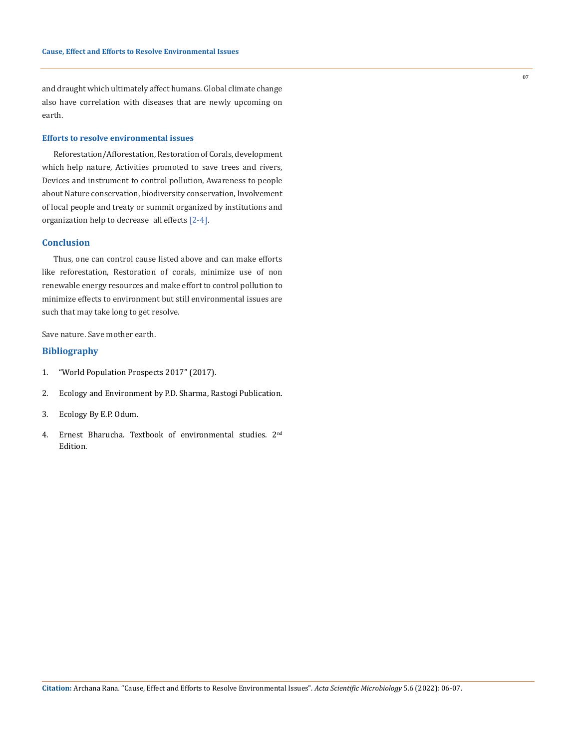and draught which ultimately affect humans. Global climate change also have correlation with diseases that are newly upcoming on earth.

### Efforts to resolve environmental issues

Reforestation/Afforestation, Restoration of Corals, development which help nature, Activities promoted to save trees and rivers, Devices and instrument to control pollution, Awareness to people about Nature conservation, biodiversity conservation, Involvement of local people and treaty or summit organized by institutions and organization help to decrease all effects [2-4].

## Conclusion

Thus, one can control cause listed above and can make efforts like reforestation, Restoration of corals, minimize use of non renewable energy resources and make effort to control pollution to minimize effects to environment but still environmental issues are such that may take long to get resolve.

Save nature. Save mother earth.

## Bibliography

1. "World Population Prospects 2017" (2017).
2. Ecology and Environment by P.D. Sharma, Rastogi Publication.
3. Ecology By E.P. Odum.
4. Ernest Bharucha. Textbook of environmental studies. 2nd Edition.